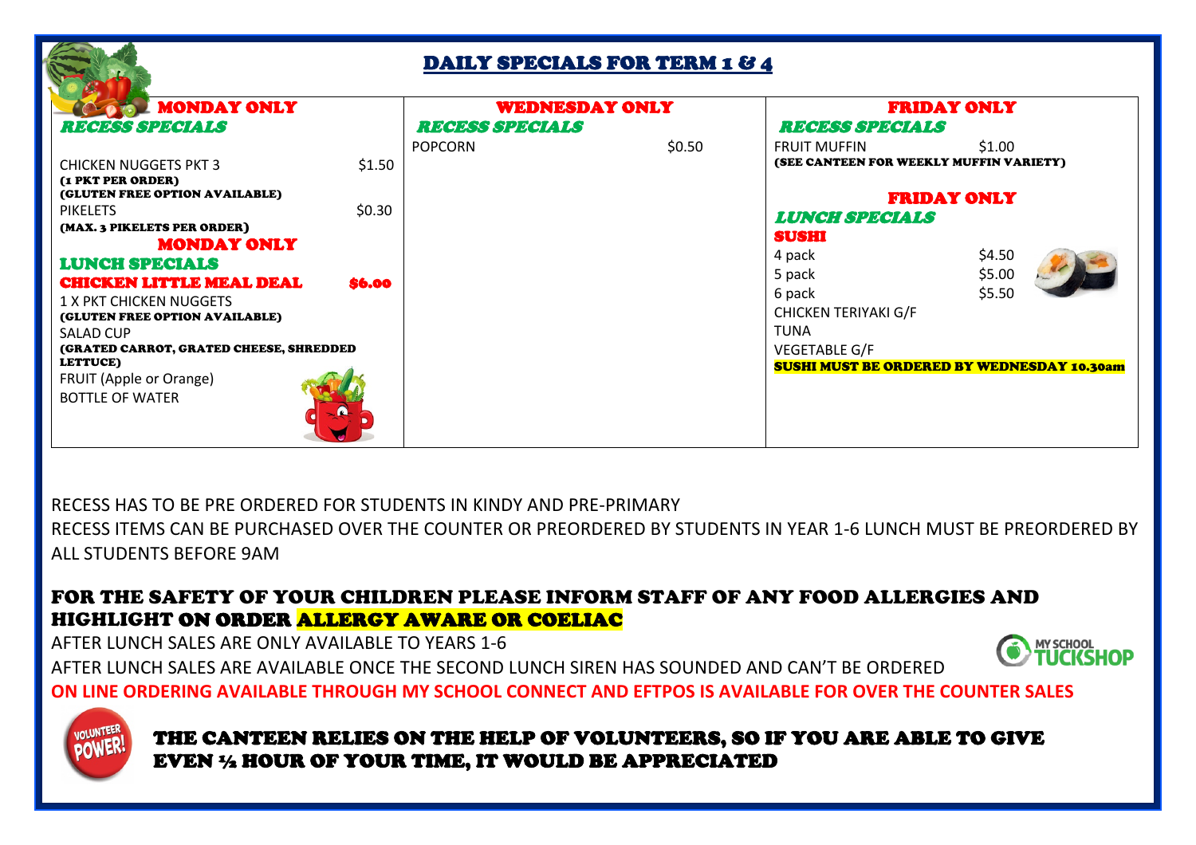# DAILY SPECIALS FOR TERM 1 & 4

## MONDAY ONLY

### *RECESS SPECIALS*

| Item | Price |
|---|---|
| CHICKEN NUGGETS PKT 3 | $1.50 |
| **(1 PKT PER ORDER)** | |
| **(GLUTEN FREE OPTION AVAILABLE)** | |
| PIKELETS | $0.30 |
| **(MAX. 3 PIKELETS PER ORDER)** | |

## MONDAY ONLY

### LUNCH SPECIALS

**CHICKEN LITTLE MEAL DEAL** **$6.00**

1 X PKT CHICKEN NUGGETS
**(GLUTEN FREE OPTION AVAILABLE)**
SALAD CUP
**(GRATED CARROT, GRATED CHEESE, SHREDDED LETTUCE)**
FRUIT (Apple or Orange)
BOTTLE OF WATER

## WEDNESDAY ONLY

### *RECESS SPECIALS*

| Item | Price |
|---|---|
| POPCORN | $0.50 |

## FRIDAY ONLY

### *RECESS SPECIALS*

| Item | Price |
|---|---|
| FRUIT MUFFIN | $1.00 |

**(SEE CANTEEN FOR WEEKLY MUFFIN VARIETY)**

## FRIDAY ONLY

### *LUNCH SPECIALS*

**SUSHI**

| Item | Price |
|---|---|
| 4 pack | $4.50 |
| 5 pack | $5.00 |
| 6 pack | $5.50 |

CHICKEN TERIYAKI G/F
TUNA
VEGETABLE G/F

**SUSHI MUST BE ORDERED BY WEDNESDAY 10.30am**

RECESS HAS TO BE PRE ORDERED FOR STUDENTS IN KINDY AND PRE-PRIMARY

RECESS ITEMS CAN BE PURCHASED OVER THE COUNTER OR PREORDERED BY STUDENTS IN YEAR 1-6 LUNCH MUST BE PREORDERED BY ALL STUDENTS BEFORE 9AM

**FOR THE SAFETY OF YOUR CHILDREN PLEASE INFORM STAFF OF ANY FOOD ALLERGIES AND HIGHLIGHT ON ORDER ALLERGY AWARE OR COELIAC**

AFTER LUNCH SALES ARE ONLY AVAILABLE TO YEARS 1-6

AFTER LUNCH SALES ARE AVAILABLE ONCE THE SECOND LUNCH SIREN HAS SOUNDED AND CAN'T BE ORDERED

**ON LINE ORDERING AVAILABLE THROUGH MY SCHOOL CONNECT AND EFTPOS IS AVAILABLE FOR OVER THE COUNTER SALES**

MY SCHOOL TUCKSHOP

VOLUNTEER POWER!

**THE CANTEEN RELIES ON THE HELP OF VOLUNTEERS, SO IF YOU ARE ABLE TO GIVE EVEN ½ HOUR OF YOUR TIME, IT WOULD BE APPRECIATED**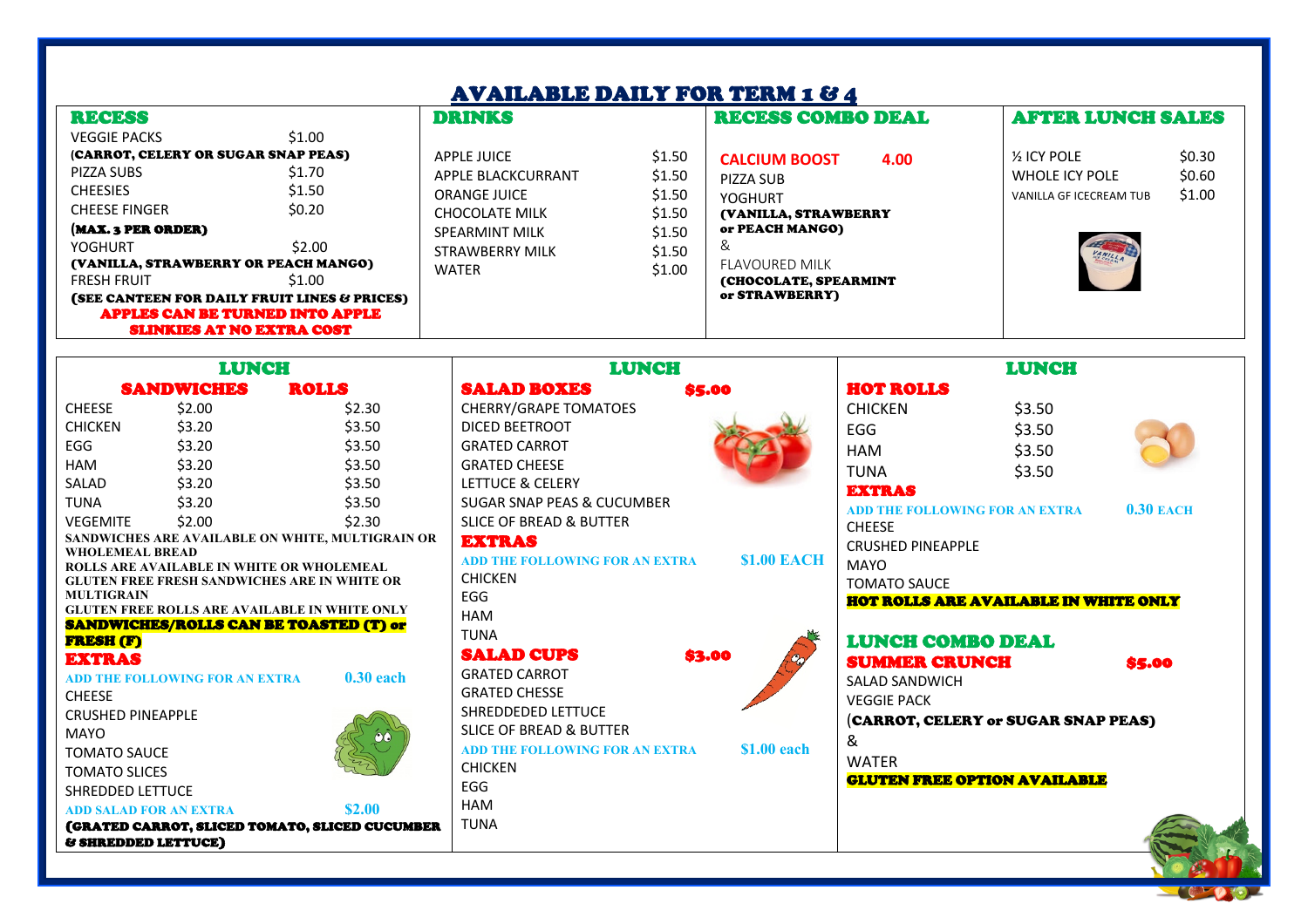# AVAILABLE DAILY FOR TERM 1 & 4

## RECESS

| Item | Price |
|---|---|
| VEGGIE PACKS | $1.00 |

**(CARROT, CELERY OR SUGAR SNAP PEAS)**

| Item | Price |
|---|---|
| PIZZA SUBS | $1.70 |
| CHEESIES | $1.50 |
| CHEESE FINGER | $0.20 |

**(MAX. 3 PER ORDER)**

| Item | Price |
|---|---|
| YOGHURT | $2.00 |

**(VANILLA, STRAWBERRY OR PEACH MANGO)**

| Item | Price |
|---|---|
| FRESH FRUIT | $1.00 |

**(SEE CANTEEN FOR DAILY FRUIT LINES & PRICES)**

**APPLES CAN BE TURNED INTO APPLE SLINKIES AT NO EXTRA COST**

## DRINKS

| Item | Price |
|---|---|
| APPLE JUICE | $1.50 |
| APPLE BLACKCURRANT | $1.50 |
| ORANGE JUICE | $1.50 |
| CHOCOLATE MILK | $1.50 |
| SPEARMINT MILK | $1.50 |
| STRAWBERRY MILK | $1.50 |
| WATER | $1.00 |

## RECESS COMBO DEAL

**CALCIUM BOOST** 4.00

PIZZA SUB

YOGHURT

**(VANILLA, STRAWBERRY or PEACH MANGO)**

&

FLAVOURED MILK

**(CHOCOLATE, SPEARMINT or STRAWBERRY)**

## AFTER LUNCH SALES

| Item | Price |
|---|---|
| ½ ICY POLE | $0.30 |
| WHOLE ICY POLE | $0.60 |
| VANILLA GF ICECREAM TUB | $1.00 |

## LUNCH

### SANDWICHES / ROLLS

| | SANDWICHES | ROLLS |
|---|---|---|
| CHEESE | $2.00 | $2.30 |
| CHICKEN | $3.20 | $3.50 |
| EGG | $3.20 | $3.50 |
| HAM | $3.20 | $3.50 |
| SALAD | $3.20 | $3.50 |
| TUNA | $3.20 | $3.50 |
| VEGEMITE | $2.00 | $2.30 |

SANDWICHES ARE AVAILABLE ON WHITE, MULTIGRAIN OR WHOLEMEAL BREAD

ROLLS ARE AVAILABLE IN WHITE OR WHOLEMEAL

GLUTEN FREE FRESH SANDWICHES ARE IN WHITE OR MULTIGRAIN

GLUTEN FREE ROLLS ARE AVAILABLE IN WHITE ONLY

**SANDWICHES/ROLLS CAN BE TOASTED (T) or FRESH (F)**

### EXTRAS

ADD THE FOLLOWING FOR AN EXTRA **0.30 each**

- CHEESE
- CRUSHED PINEAPPLE
- MAYO
- TOMATO SAUCE
- TOMATO SLICES
- SHREDDED LETTUCE

ADD SALAD FOR AN EXTRA **$2.00**

**(GRATED CARROT, SLICED TOMATO, SLICED CUCUMBER & SHREDDED LETTUCE)**

## LUNCH

### SALAD BOXES $5.00

- CHERRY/GRAPE TOMATOES
- DICED BEETROOT
- GRATED CARROT
- GRATED CHEESE
- LETTUCE & CELERY
- SUGAR SNAP PEAS & CUCUMBER
- SLICE OF BREAD & BUTTER

### EXTRAS

ADD THE FOLLOWING FOR AN EXTRA **$1.00 EACH**

- CHICKEN
- EGG
- HAM
- TUNA

### SALAD CUPS $3.00

- GRATED CARROT
- GRATED CHESSE
- SHREDDEDED LETTUCE
- SLICE OF BREAD & BUTTER

ADD THE FOLLOWING FOR AN EXTRA **$1.00 each**

- CHICKEN
- EGG
- HAM
- TUNA

## LUNCH

### HOT ROLLS

| Item | Price |
|---|---|
| CHICKEN | $3.50 |
| EGG | $3.50 |
| HAM | $3.50 |
| TUNA | $3.50 |

### EXTRAS

ADD THE FOLLOWING FOR AN EXTRA **0.30 EACH**

- CHEESE
- CRUSHED PINEAPPLE
- MAYO
- TOMATO SAUCE

**HOT ROLLS ARE AVAILABLE IN WHITE ONLY**

### LUNCH COMBO DEAL

**SUMMER CRUNCH** **$5.00**

SALAD SANDWICH

VEGGIE PACK

**(CARROT, CELERY or SUGAR SNAP PEAS)**

&

WATER

**GLUTEN FREE OPTION AVAILABLE**